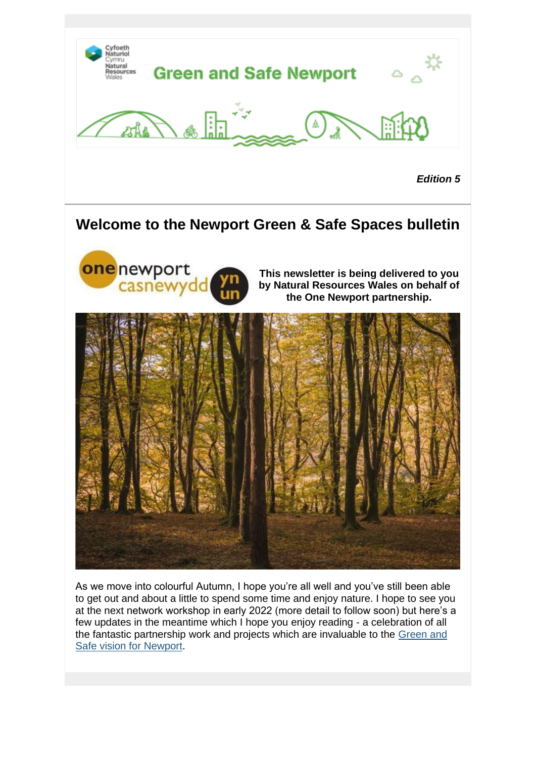Cyfoeth Naturiol Cymru
Natural Resources Wales

# Green and Safe Newport

***Edition 5***

## Welcome to the Newport Green & Safe Spaces bulletin

one newport casnewydd yn un

**This newsletter is being delivered to you by Natural Resources Wales on behalf of the One Newport partnership.**

As we move into colourful Autumn, I hope you're all well and you've still been able to get out and about a little to spend some time and enjoy nature. I hope to see you at the next network workshop in early 2022 (more detail to follow soon) but here's a few updates in the meantime which I hope you enjoy reading - a celebration of all the fantastic partnership work and projects which are invaluable to the [Green and Safe vision for Newport](Green and Safe vision for Newport).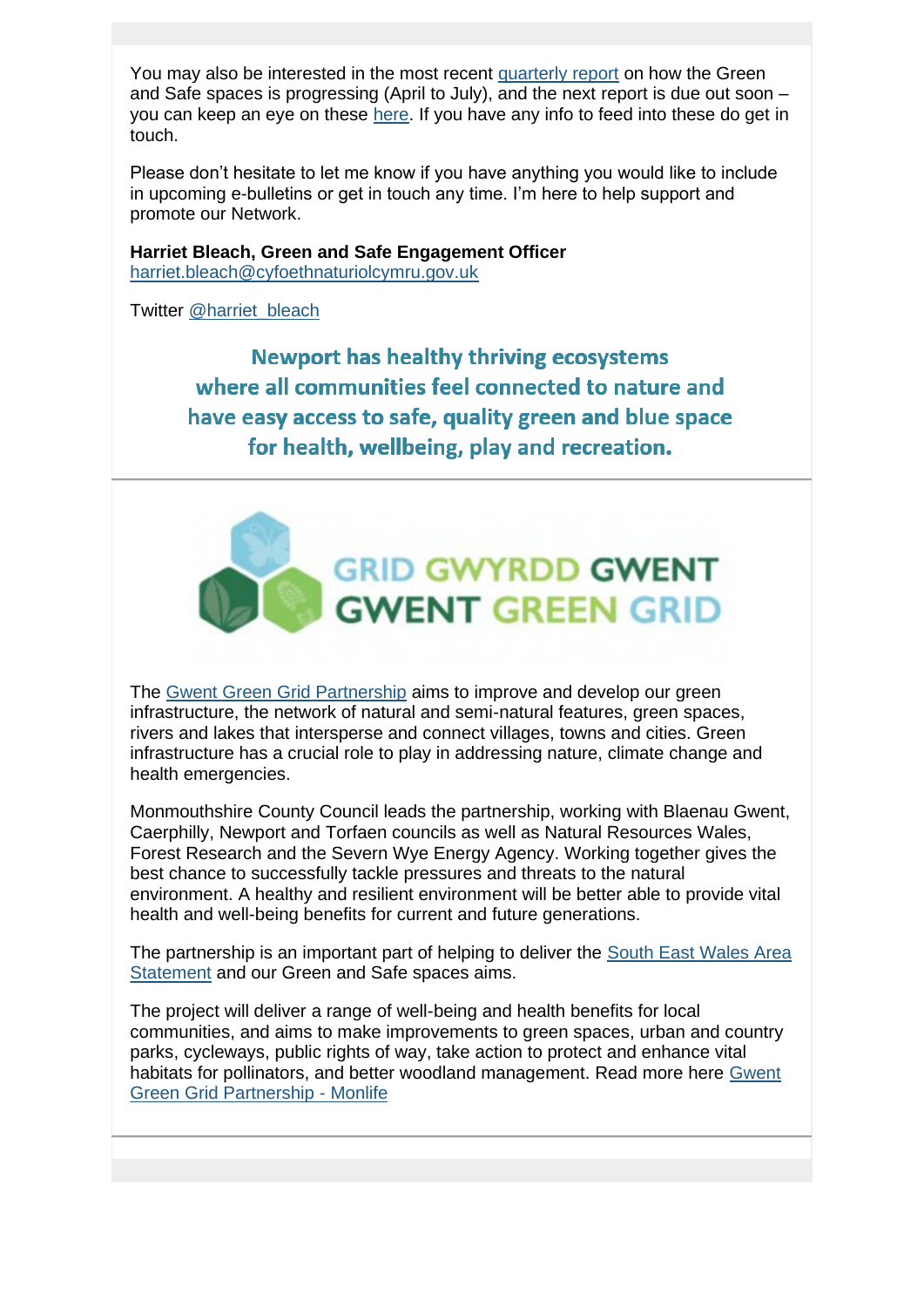You may also be interested in the most recent quarterly report on how the Green and Safe spaces is progressing (April to July), and the next report is due out soon – you can keep an eye on these here. If you have any info to feed into these do get in touch.

Please don't hesitate to let me know if you have anything you would like to include in upcoming e-bulletins or get in touch any time. I'm here to help support and promote our Network.

**Harriet Bleach, Green and Safe Engagement Officer**
harriet.bleach@cyfoethnaturiolcymru.gov.uk

Twitter @harriet_bleach

**Newport has healthy thriving ecosystems where all communities feel connected to nature and have easy access to safe, quality green and blue space for health, wellbeing, play and recreation.**

GRID GWYRDD GWENT
GWENT GREEN GRID

The Gwent Green Grid Partnership aims to improve and develop our green infrastructure, the network of natural and semi-natural features, green spaces, rivers and lakes that intersperse and connect villages, towns and cities. Green infrastructure has a crucial role to play in addressing nature, climate change and health emergencies.

Monmouthshire County Council leads the partnership, working with Blaenau Gwent, Caerphilly, Newport and Torfaen councils as well as Natural Resources Wales, Forest Research and the Severn Wye Energy Agency. Working together gives the best chance to successfully tackle pressures and threats to the natural environment. A healthy and resilient environment will be better able to provide vital health and well-being benefits for current and future generations.

The partnership is an important part of helping to deliver the South East Wales Area Statement and our Green and Safe spaces aims.

The project will deliver a range of well-being and health benefits for local communities, and aims to make improvements to green spaces, urban and country parks, cycleways, public rights of way, take action to protect and enhance vital habitats for pollinators, and better woodland management. Read more here Gwent Green Grid Partnership - Monlife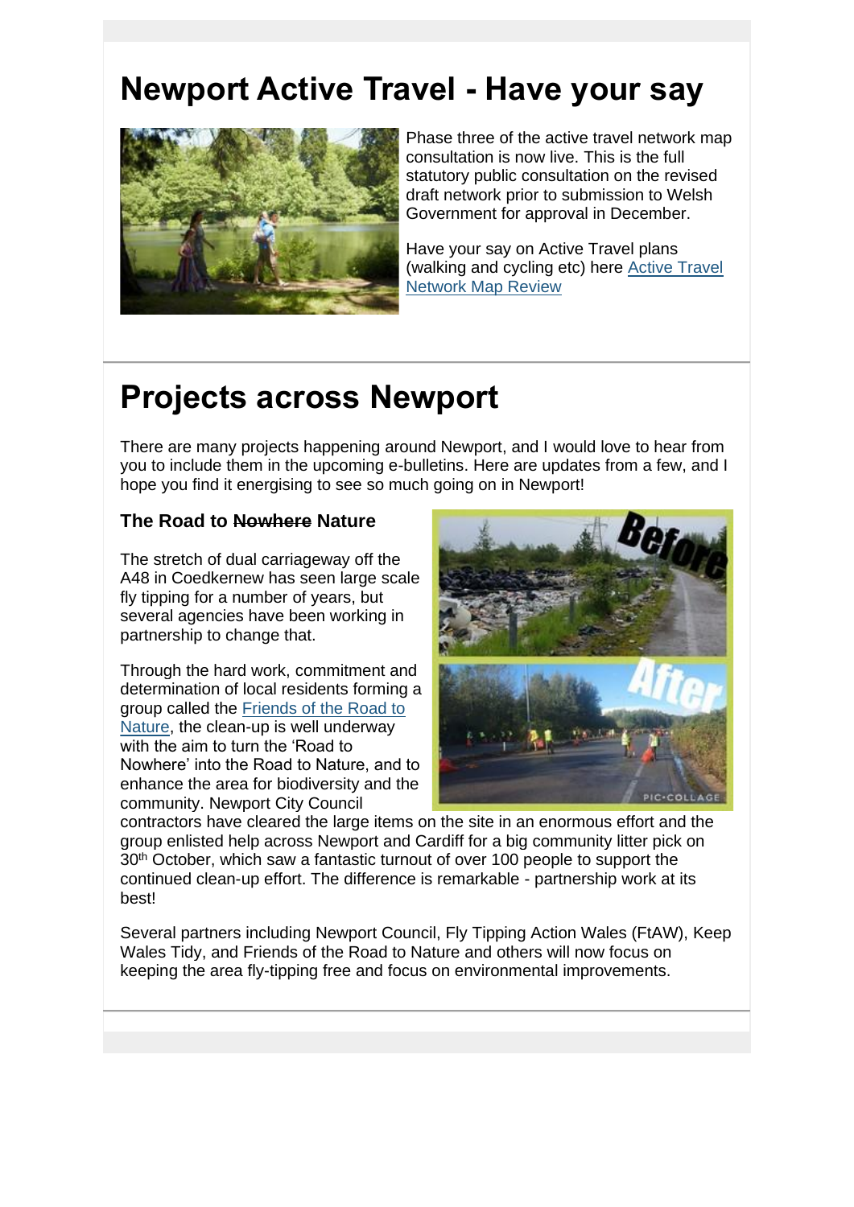# Newport Active Travel - Have your say

Phase three of the active travel network map consultation is now live. This is the full statutory public consultation on the revised draft network prior to submission to Welsh Government for approval in December.

Have your say on Active Travel plans (walking and cycling etc) here [Active Travel Network Map Review]

# Projects across Newport

There are many projects happening around Newport, and I would love to hear from you to include them in the upcoming e-bulletins. Here are updates from a few, and I hope you find it energising to see so much going on in Newport!

### The Road to ~~Nowhere~~ Nature

The stretch of dual carriageway off the A48 in Coedkernew has seen large scale fly tipping for a number of years, but several agencies have been working in partnership to change that.

Through the hard work, commitment and determination of local residents forming a group called the [Friends of the Road to Nature], the clean-up is well underway with the aim to turn the 'Road to Nowhere' into the Road to Nature, and to enhance the area for biodiversity and the community. Newport City Council contractors have cleared the large items on the site in an enormous effort and the group enlisted help across Newport and Cardiff for a big community litter pick on 30th October, which saw a fantastic turnout of over 100 people to support the continued clean-up effort. The difference is remarkable - partnership work at its best!

Several partners including Newport Council, Fly Tipping Action Wales (FtAW), Keep Wales Tidy, and Friends of the Road to Nature and others will now focus on keeping the area fly-tipping free and focus on environmental improvements.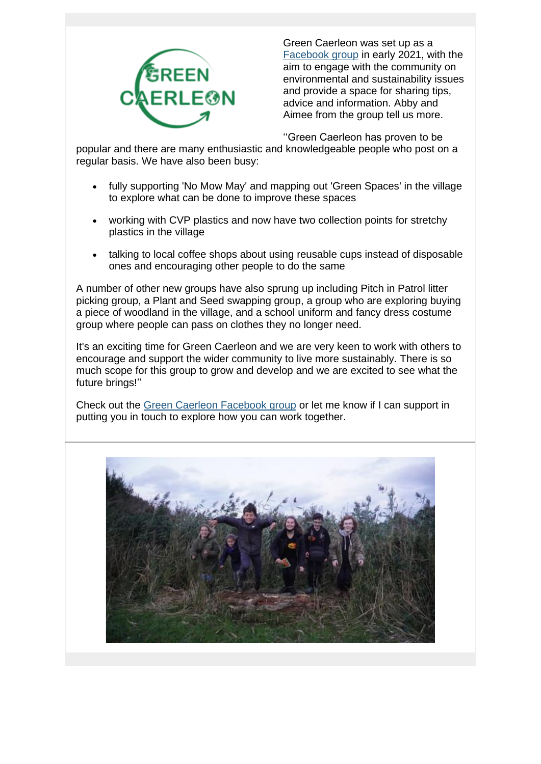Green Caerleon was set up as a Facebook group in early 2021, with the aim to engage with the community on environmental and sustainability issues and provide a space for sharing tips, advice and information. Abby and Aimee from the group tell us more.

''Green Caerleon has proven to be popular and there are many enthusiastic and knowledgeable people who post on a regular basis. We have also been busy:

- fully supporting 'No Mow May' and mapping out 'Green Spaces' in the village to explore what can be done to improve these spaces
- working with CVP plastics and now have two collection points for stretchy plastics in the village
- talking to local coffee shops about using reusable cups instead of disposable ones and encouraging other people to do the same

A number of other new groups have also sprung up including Pitch in Patrol litter picking group, a Plant and Seed swapping group, a group who are exploring buying a piece of woodland in the village, and a school uniform and fancy dress costume group where people can pass on clothes they no longer need.

It's an exciting time for Green Caerleon and we are very keen to work with others to encourage and support the wider community to live more sustainably. There is so much scope for this group to grow and develop and we are excited to see what the future brings!''

Check out the Green Caerleon Facebook group or let me know if I can support in putting you in touch to explore how you can work together.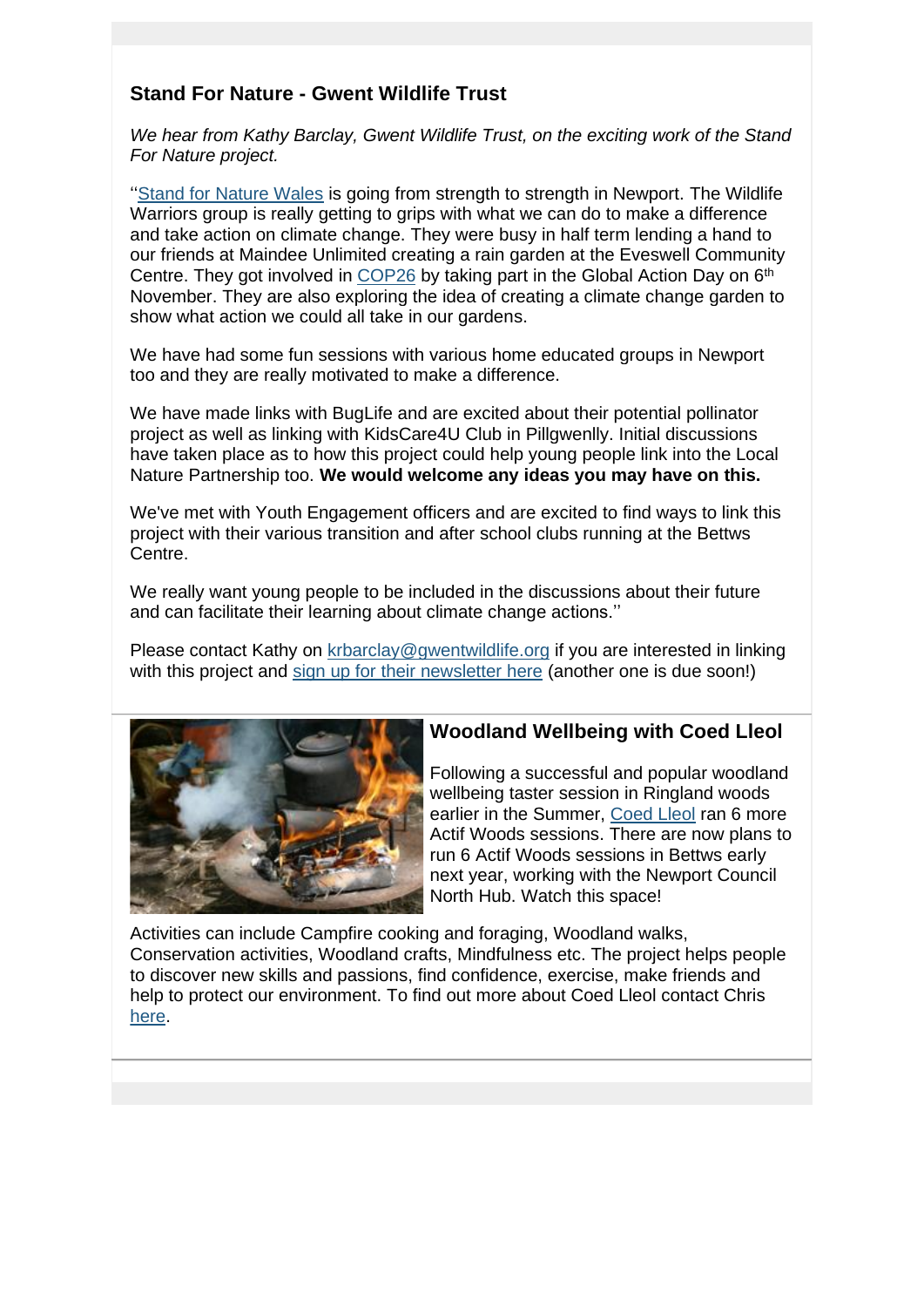## Stand For Nature - Gwent Wildlife Trust

*We hear from Kathy Barclay, Gwent Wildlife Trust, on the exciting work of the Stand For Nature project.*

''Stand for Nature Wales is going from strength to strength in Newport. The Wildlife Warriors group is really getting to grips with what we can do to make a difference and take action on climate change. They were busy in half term lending a hand to our friends at Maindee Unlimited creating a rain garden at the Eveswell Community Centre. They got involved in COP26 by taking part in the Global Action Day on 6th November. They are also exploring the idea of creating a climate change garden to show what action we could all take in our gardens.

We have had some fun sessions with various home educated groups in Newport too and they are really motivated to make a difference.

We have made links with BugLife and are excited about their potential pollinator project as well as linking with KidsCare4U Club in Pillgwenlly. Initial discussions have taken place as to how this project could help young people link into the Local Nature Partnership too. **We would welcome any ideas you may have on this.**

We've met with Youth Engagement officers and are excited to find ways to link this project with their various transition and after school clubs running at the Bettws Centre.

We really want young people to be included in the discussions about their future and can facilitate their learning about climate change actions.''

Please contact Kathy on krbarclay@gwentwildlife.org if you are interested in linking with this project and sign up for their newsletter here (another one is due soon!)

## Woodland Wellbeing with Coed Lleol

Following a successful and popular woodland wellbeing taster session in Ringland woods earlier in the Summer, Coed Lleol ran 6 more Actif Woods sessions. There are now plans to run 6 Actif Woods sessions in Bettws early next year, working with the Newport Council North Hub. Watch this space!

Activities can include Campfire cooking and foraging, Woodland walks, Conservation activities, Woodland crafts, Mindfulness etc. The project helps people to discover new skills and passions, find confidence, exercise, make friends and help to protect our environment. To find out more about Coed Lleol contact Chris here.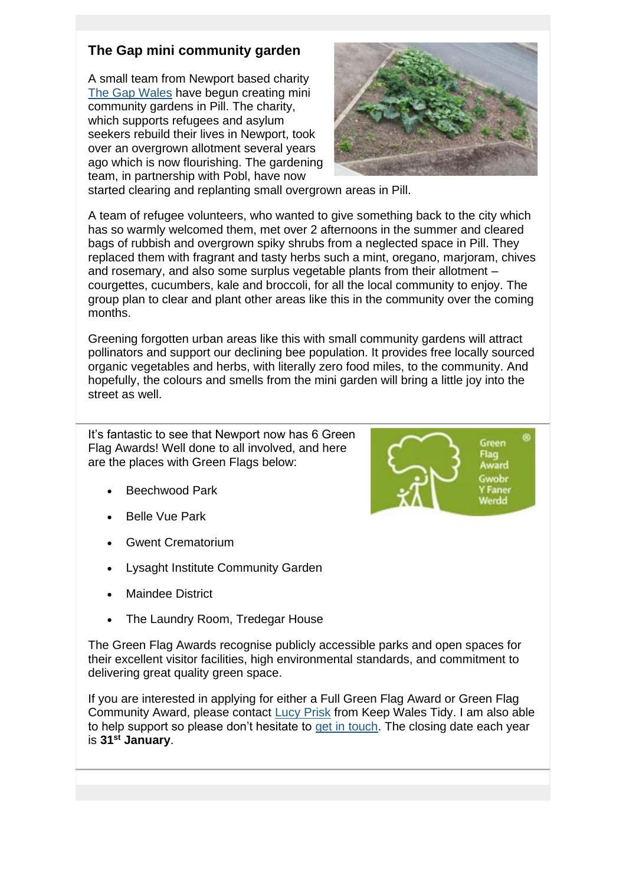## The Gap mini community garden

A small team from Newport based charity The Gap Wales have begun creating mini community gardens in Pill. The charity, which supports refugees and asylum seekers rebuild their lives in Newport, took over an overgrown allotment several years ago which is now flourishing. The gardening team, in partnership with Pobl, have now started clearing and replanting small overgrown areas in Pill.

A team of refugee volunteers, who wanted to give something back to the city which has so warmly welcomed them, met over 2 afternoons in the summer and cleared bags of rubbish and overgrown spiky shrubs from a neglected space in Pill. They replaced them with fragrant and tasty herbs such a mint, oregano, marjoram, chives and rosemary, and also some surplus vegetable plants from their allotment – courgettes, cucumbers, kale and broccoli, for all the local community to enjoy. The group plan to clear and plant other areas like this in the community over the coming months.

Greening forgotten urban areas like this with small community gardens will attract pollinators and support our declining bee population. It provides free locally sourced organic vegetables and herbs, with literally zero food miles, to the community. And hopefully, the colours and smells from the mini garden will bring a little joy into the street as well.

It's fantastic to see that Newport now has 6 Green Flag Awards! Well done to all involved, and here are the places with Green Flags below:

- Beechwood Park
- Belle Vue Park
- Gwent Crematorium
- Lysaght Institute Community Garden
- Maindee District
- The Laundry Room, Tredegar House

The Green Flag Awards recognise publicly accessible parks and open spaces for their excellent visitor facilities, high environmental standards, and commitment to delivering great quality green space.

If you are interested in applying for either a Full Green Flag Award or Green Flag Community Award, please contact Lucy Prisk from Keep Wales Tidy. I am also able to help support so please don't hesitate to get in touch. The closing date each year is **31st January**.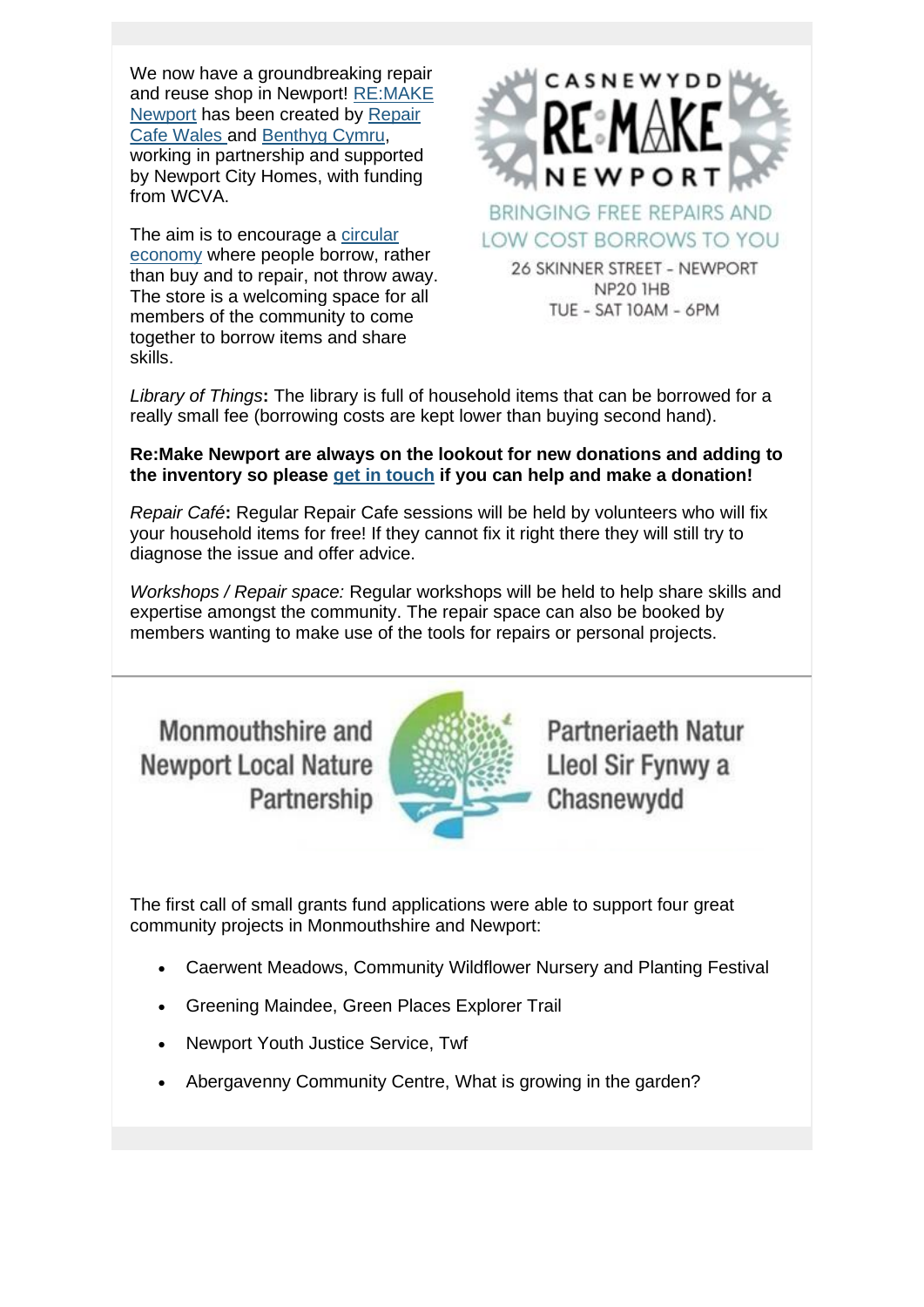We now have a groundbreaking repair and reuse shop in Newport! RE:MAKE Newport has been created by Repair Cafe Wales and Benthyg Cymru, working in partnership and supported by Newport City Homes, with funding from WCVA.

The aim is to encourage a circular economy where people borrow, rather than buy and to repair, not throw away. The store is a welcoming space for all members of the community to come together to borrow items and share skills.

CASNEWYDD RE:MAKE NEWPORT

BRINGING FREE REPAIRS AND LOW COST BORROWS TO YOU

26 SKINNER STREET - NEWPORT NP20 1HB

TUE - SAT 10AM - 6PM

*Library of Things***:** The library is full of household items that can be borrowed for a really small fee (borrowing costs are kept lower than buying second hand).

**Re:Make Newport are always on the lookout for new donations and adding to the inventory so please get in touch if you can help and make a donation!**

*Repair Café***:** Regular Repair Cafe sessions will be held by volunteers who will fix your household items for free! If they cannot fix it right there they will still try to diagnose the issue and offer advice.

*Workshops / Repair space:* Regular workshops will be held to help share skills and expertise amongst the community. The repair space can also be booked by members wanting to make use of the tools for repairs or personal projects.

---

Monmouthshire and Newport Local Nature Partnership

Partneriaeth Natur Lleol Sir Fynwy a Chasnewydd

The first call of small grants fund applications were able to support four great community projects in Monmouthshire and Newport:

- Caerwent Meadows, Community Wildflower Nursery and Planting Festival
- Greening Maindee, Green Places Explorer Trail
- Newport Youth Justice Service, Twf
- Abergavenny Community Centre, What is growing in the garden?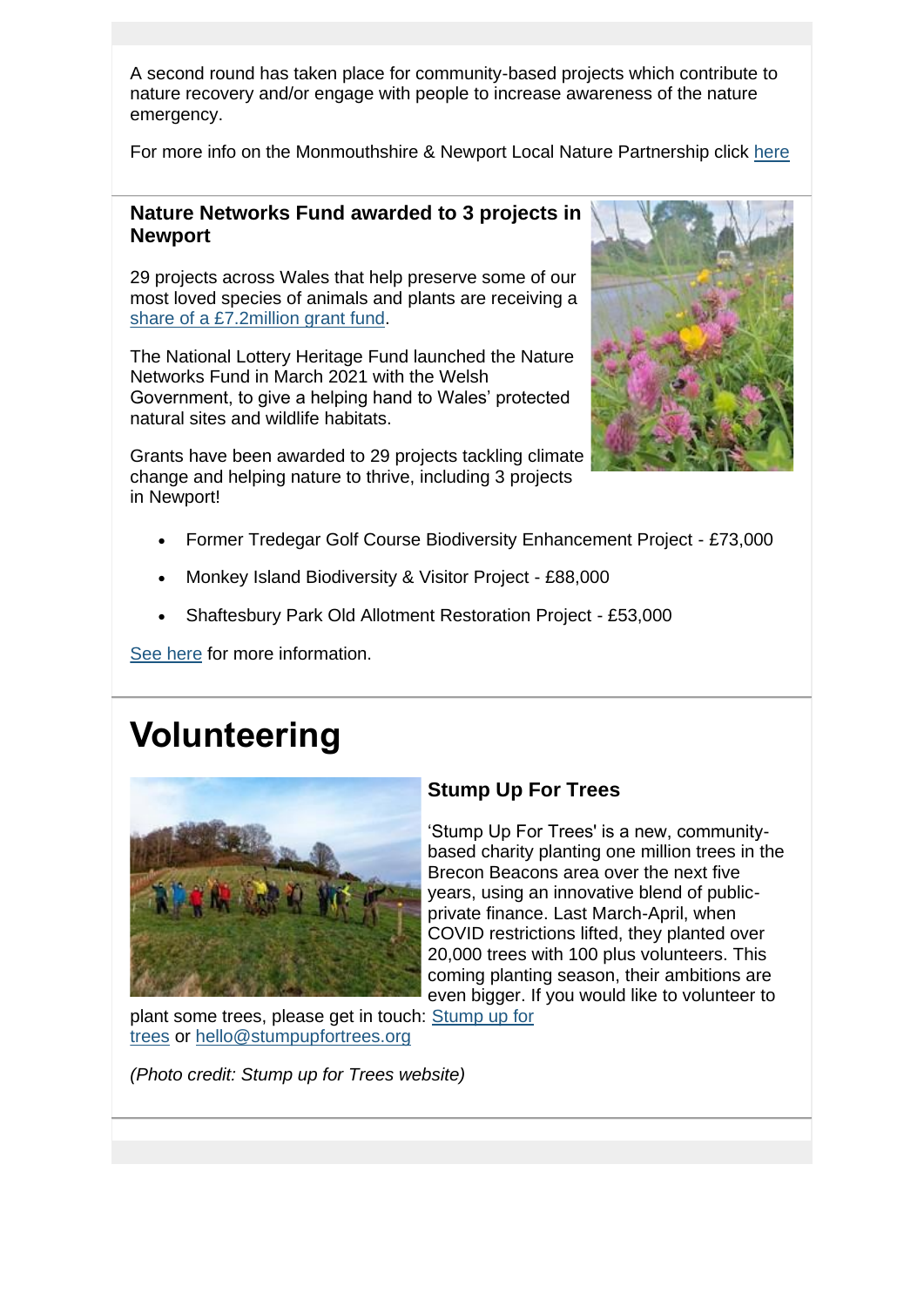A second round has taken place for community-based projects which contribute to nature recovery and/or engage with people to increase awareness of the nature emergency.

For more info on the Monmouthshire & Newport Local Nature Partnership click here

### Nature Networks Fund awarded to 3 projects in Newport

29 projects across Wales that help preserve some of our most loved species of animals and plants are receiving a share of a £7.2million grant fund.

The National Lottery Heritage Fund launched the Nature Networks Fund in March 2021 with the Welsh Government, to give a helping hand to Wales' protected natural sites and wildlife habitats.

Grants have been awarded to 29 projects tackling climate change and helping nature to thrive, including 3 projects in Newport!

- Former Tredegar Golf Course Biodiversity Enhancement Project - £73,000
- Monkey Island Biodiversity & Visitor Project - £88,000
- Shaftesbury Park Old Allotment Restoration Project - £53,000

See here for more information.

# Volunteering

### Stump Up For Trees

'Stump Up For Trees' is a new, community-based charity planting one million trees in the Brecon Beacons area over the next five years, using an innovative blend of public-private finance. Last March-April, when COVID restrictions lifted, they planted over 20,000 trees with 100 plus volunteers. This coming planting season, their ambitions are even bigger. If you would like to volunteer to plant some trees, please get in touch: Stump up for trees or hello@stumpupfortrees.org

*(Photo credit: Stump up for Trees website)*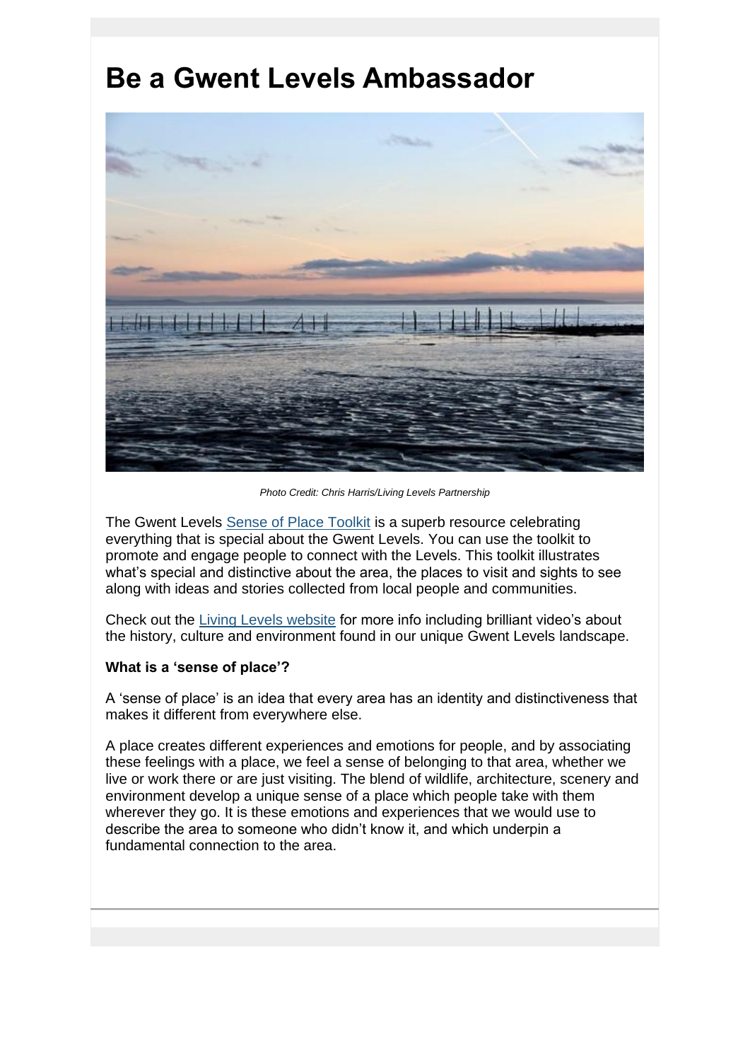# Be a Gwent Levels Ambassador

*Photo Credit: Chris Harris/Living Levels Partnership*

The Gwent Levels Sense of Place Toolkit is a superb resource celebrating everything that is special about the Gwent Levels. You can use the toolkit to promote and engage people to connect with the Levels. This toolkit illustrates what's special and distinctive about the area, the places to visit and sights to see along with ideas and stories collected from local people and communities.

Check out the Living Levels website for more info including brilliant video's about the history, culture and environment found in our unique Gwent Levels landscape.

**What is a 'sense of place'?**

A 'sense of place' is an idea that every area has an identity and distinctiveness that makes it different from everywhere else.

A place creates different experiences and emotions for people, and by associating these feelings with a place, we feel a sense of belonging to that area, whether we live or work there or are just visiting. The blend of wildlife, architecture, scenery and environment develop a unique sense of a place which people take with them wherever they go. It is these emotions and experiences that we would use to describe the area to someone who didn't know it, and which underpin a fundamental connection to the area.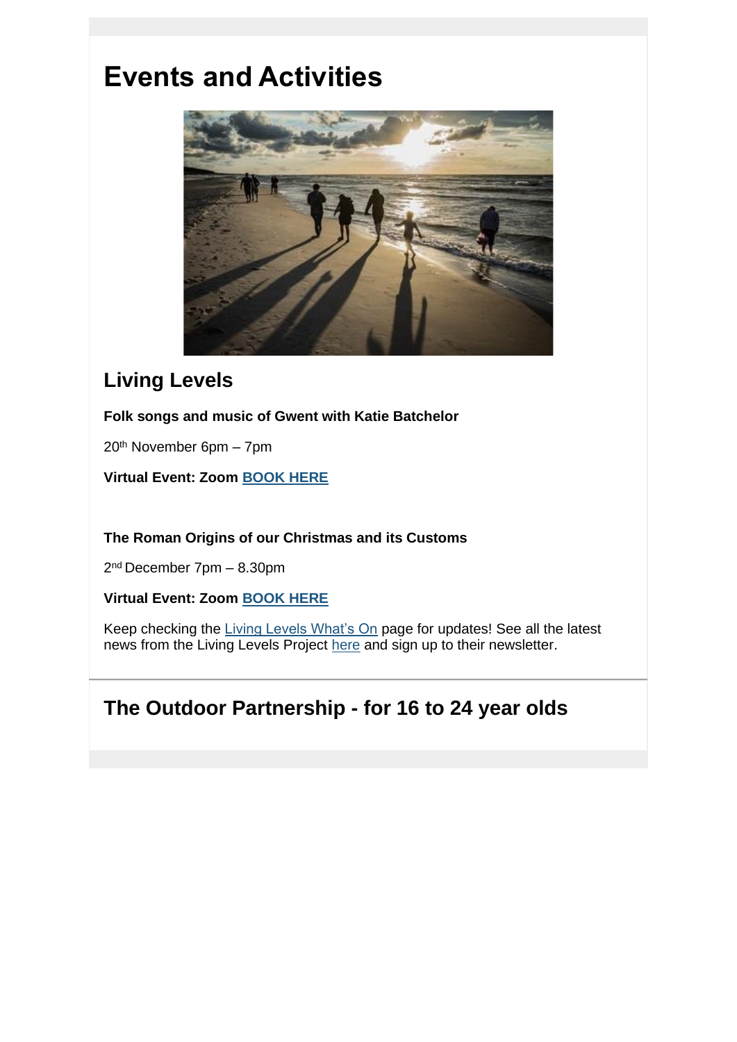# Events and Activities

## Living Levels

**Folk songs and music of Gwent with Katie Batchelor**

20th November 6pm – 7pm

**Virtual Event: Zoom BOOK HERE**

**The Roman Origins of our Christmas and its Customs**

2nd December 7pm – 8.30pm

**Virtual Event: Zoom BOOK HERE**

Keep checking the Living Levels What's On page for updates! See all the latest news from the Living Levels Project here and sign up to their newsletter.

## The Outdoor Partnership - for 16 to 24 year olds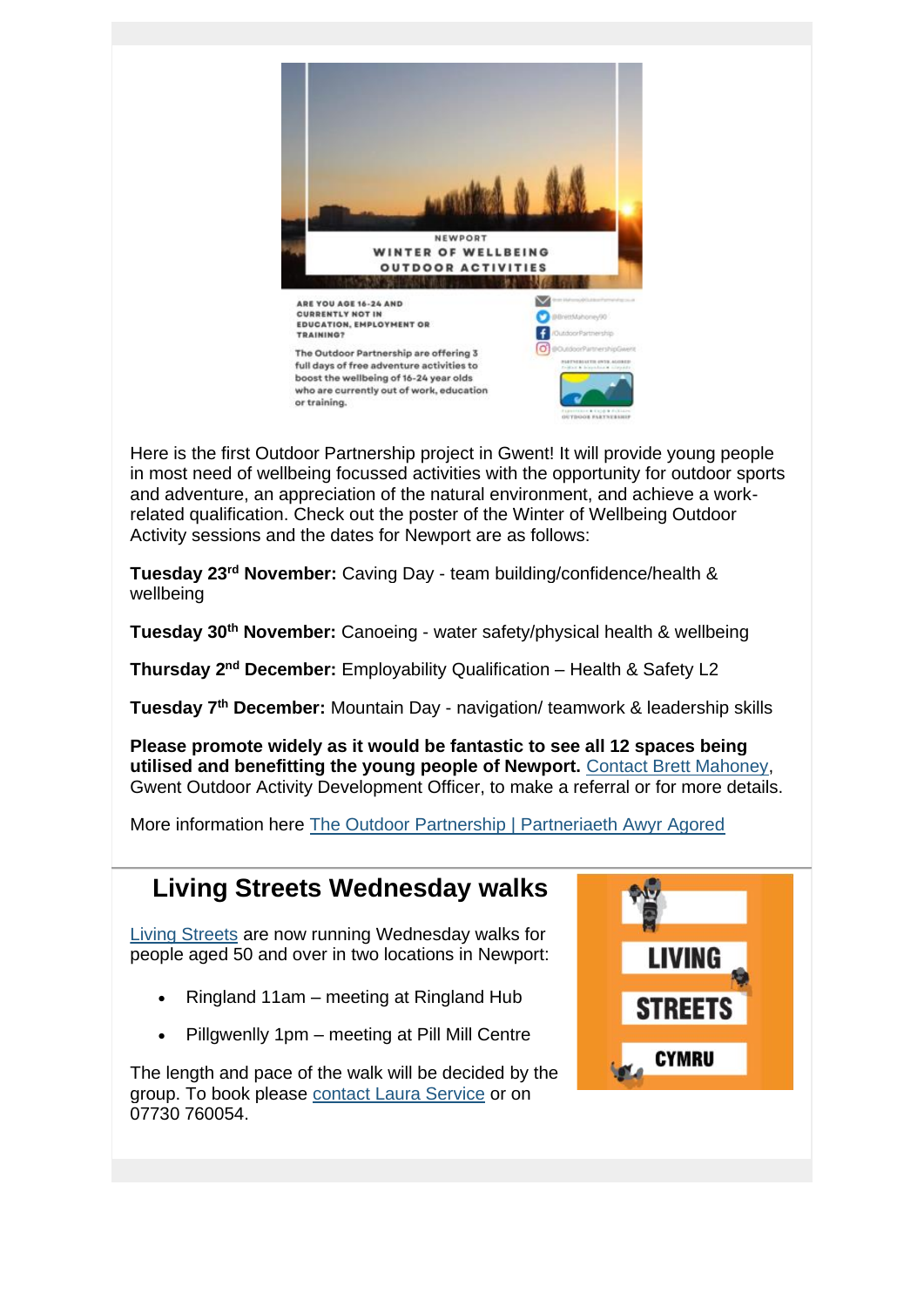Here is the first Outdoor Partnership project in Gwent! It will provide young people in most need of wellbeing focussed activities with the opportunity for outdoor sports and adventure, an appreciation of the natural environment, and achieve a work-related qualification. Check out the poster of the Winter of Wellbeing Outdoor Activity sessions and the dates for Newport are as follows:

**Tuesday 23rd November:** Caving Day - team building/confidence/health & wellbeing

**Tuesday 30th November:** Canoeing - water safety/physical health & wellbeing

**Thursday 2nd December:** Employability Qualification – Health & Safety L2

**Tuesday 7th December:** Mountain Day - navigation/ teamwork & leadership skills

**Please promote widely as it would be fantastic to see all 12 spaces being utilised and benefitting the young people of Newport.** Contact Brett Mahoney, Gwent Outdoor Activity Development Officer, to make a referral or for more details.

More information here The Outdoor Partnership | Partneriaeth Awyr Agored

## Living Streets Wednesday walks

Living Streets are now running Wednesday walks for people aged 50 and over in two locations in Newport:

- Ringland 11am – meeting at Ringland Hub
- Pillgwenlly 1pm – meeting at Pill Mill Centre

The length and pace of the walk will be decided by the group. To book please contact Laura Service or on 07730 760054.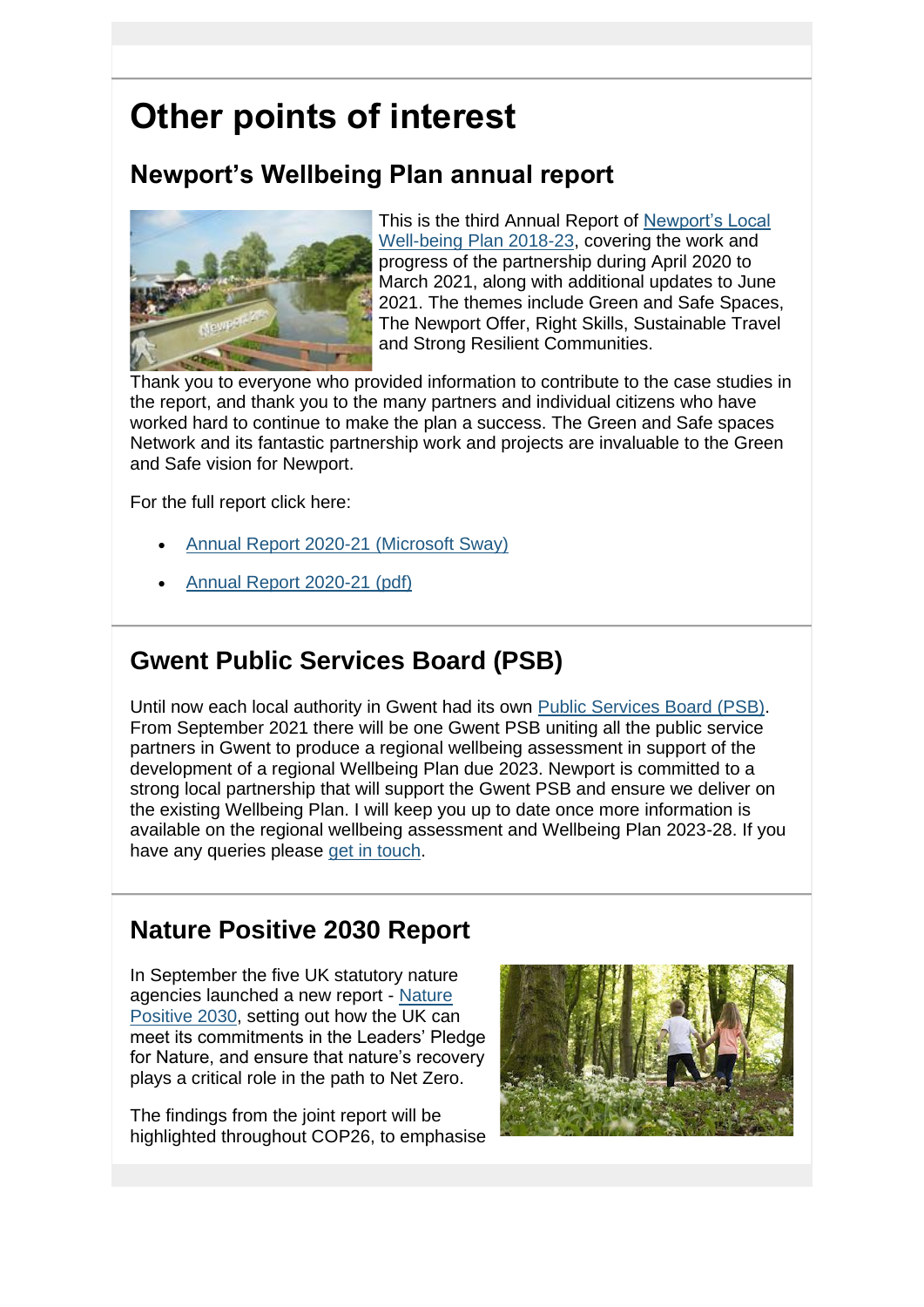# Other points of interest

## Newport's Wellbeing Plan annual report

This is the third Annual Report of Newport's Local Well-being Plan 2018-23, covering the work and progress of the partnership during April 2020 to March 2021, along with additional updates to June 2021. The themes include Green and Safe Spaces, The Newport Offer, Right Skills, Sustainable Travel and Strong Resilient Communities.

Thank you to everyone who provided information to contribute to the case studies in the report, and thank you to the many partners and individual citizens who have worked hard to continue to make the plan a success. The Green and Safe spaces Network and its fantastic partnership work and projects are invaluable to the Green and Safe vision for Newport.

For the full report click here:

- Annual Report 2020-21 (Microsoft Sway)
- Annual Report 2020-21 (pdf)

## Gwent Public Services Board (PSB)

Until now each local authority in Gwent had its own Public Services Board (PSB). From September 2021 there will be one Gwent PSB uniting all the public service partners in Gwent to produce a regional wellbeing assessment in support of the development of a regional Wellbeing Plan due 2023. Newport is committed to a strong local partnership that will support the Gwent PSB and ensure we deliver on the existing Wellbeing Plan. I will keep you up to date once more information is available on the regional wellbeing assessment and Wellbeing Plan 2023-28. If you have any queries please get in touch.

## Nature Positive 2030 Report

In September the five UK statutory nature agencies launched a new report - Nature Positive 2030, setting out how the UK can meet its commitments in the Leaders' Pledge for Nature, and ensure that nature's recovery plays a critical role in the path to Net Zero.

The findings from the joint report will be highlighted throughout COP26, to emphasise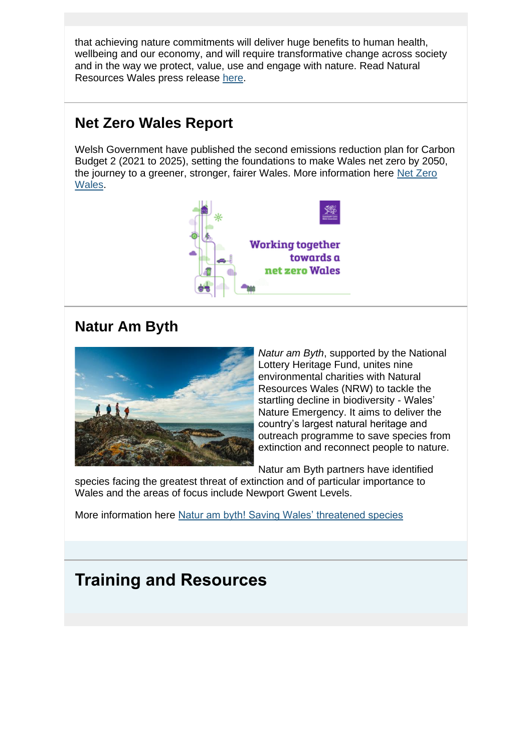that achieving nature commitments will deliver huge benefits to human health, wellbeing and our economy, and will require transformative change across society and in the way we protect, value, use and engage with nature. Read Natural Resources Wales press release here.

## Net Zero Wales Report

Welsh Government have published the second emissions reduction plan for Carbon Budget 2 (2021 to 2025), setting the foundations to make Wales net zero by 2050, the journey to a greener, stronger, fairer Wales. More information here Net Zero Wales.

## Natur Am Byth

*Natur am Byth*, supported by the National Lottery Heritage Fund, unites nine environmental charities with Natural Resources Wales (NRW) to tackle the startling decline in biodiversity - Wales' Nature Emergency. It aims to deliver the country's largest natural heritage and outreach programme to save species from extinction and reconnect people to nature.

Natur am Byth partners have identified species facing the greatest threat of extinction and of particular importance to Wales and the areas of focus include Newport Gwent Levels.

More information here Natur am byth! Saving Wales' threatened species

# Training and Resources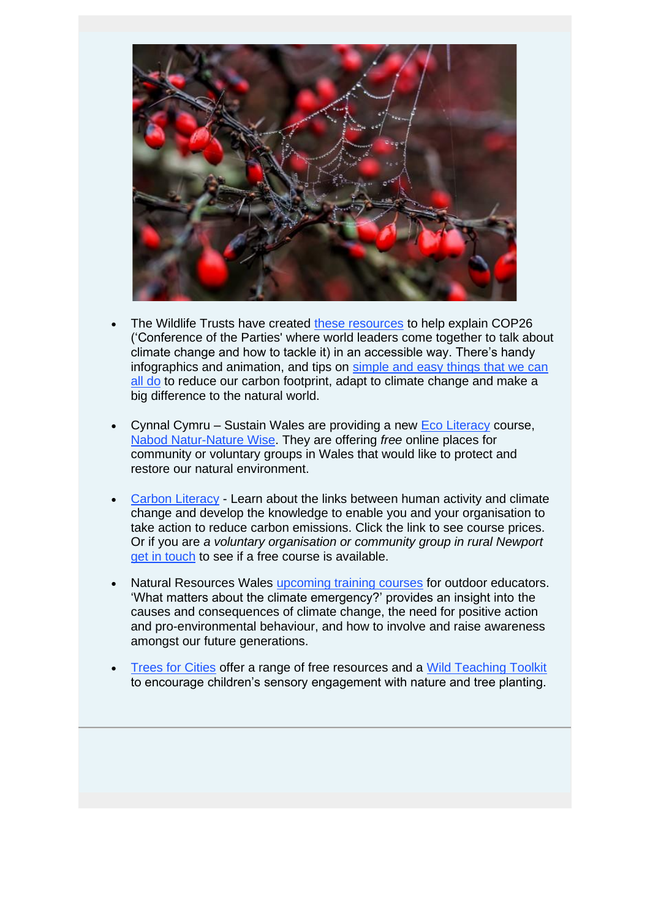- The Wildlife Trusts have created these resources to help explain COP26 ('Conference of the Parties' where world leaders come together to talk about climate change and how to tackle it) in an accessible way. There's handy infographics and animation, and tips on simple and easy things that we can all do to reduce our carbon footprint, adapt to climate change and make a big difference to the natural world.

- Cynnal Cymru – Sustain Wales are providing a new Eco Literacy course, Nabod Natur-Nature Wise. They are offering *free* online places for community or voluntary groups in Wales that would like to protect and restore our natural environment.

- Carbon Literacy - Learn about the links between human activity and climate change and develop the knowledge to enable you and your organisation to take action to reduce carbon emissions. Click the link to see course prices. Or if you are *a voluntary organisation or community group in rural Newport* get in touch to see if a free course is available.

- Natural Resources Wales upcoming training courses for outdoor educators. 'What matters about the climate emergency?' provides an insight into the causes and consequences of climate change, the need for positive action and pro-environmental behaviour, and how to involve and raise awareness amongst our future generations.

- Trees for Cities offer a range of free resources and a Wild Teaching Toolkit to encourage children's sensory engagement with nature and tree planting.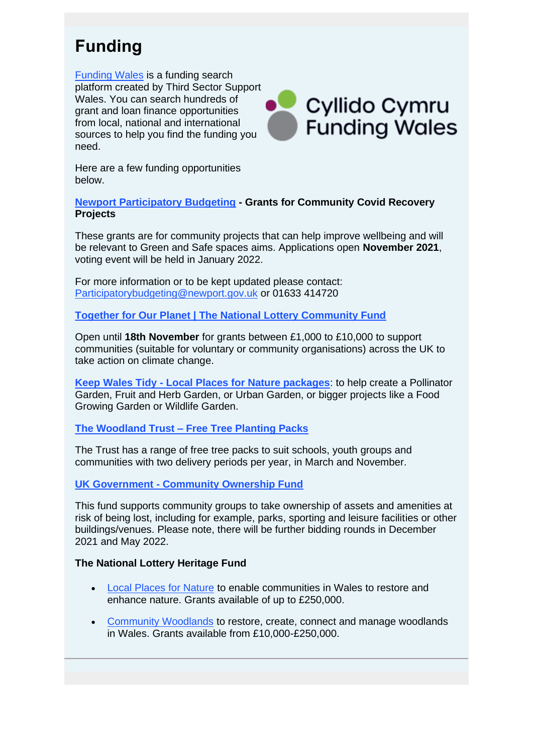# Funding

Funding Wales is a funding search platform created by Third Sector Support Wales. You can search hundreds of grant and loan finance opportunities from local, national and international sources to help you find the funding you need.

Here are a few funding opportunities below.

**Newport Participatory Budgeting - Grants for Community Covid Recovery Projects**

These grants are for community projects that can help improve wellbeing and will be relevant to Green and Safe spaces aims. Applications open **November 2021**, voting event will be held in January 2022.

For more information or to be kept updated please contact: Participatorybudgeting@newport.gov.uk or 01633 414720

**Together for Our Planet | The National Lottery Community Fund**

Open until **18th November** for grants between £1,000 to £10,000 to support communities (suitable for voluntary or community organisations) across the UK to take action on climate change.

**Keep Wales Tidy - Local Places for Nature packages**: to help create a Pollinator Garden, Fruit and Herb Garden, or Urban Garden, or bigger projects like a Food Growing Garden or Wildlife Garden.

**The Woodland Trust – Free Tree Planting Packs**

The Trust has a range of free tree packs to suit schools, youth groups and communities with two delivery periods per year, in March and November.

**UK Government - Community Ownership Fund**

This fund supports community groups to take ownership of assets and amenities at risk of being lost, including for example, parks, sporting and leisure facilities or other buildings/venues. Please note, there will be further bidding rounds in December 2021 and May 2022.

**The National Lottery Heritage Fund**

- Local Places for Nature to enable communities in Wales to restore and enhance nature. Grants available of up to £250,000.
- Community Woodlands to restore, create, connect and manage woodlands in Wales. Grants available from £10,000-£250,000.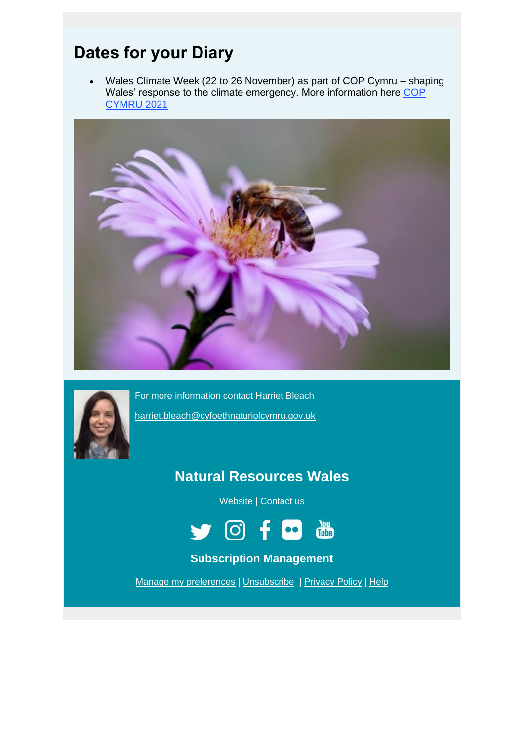## Dates for your Diary

- Wales Climate Week (22 to 26 November) as part of COP Cymru – shaping Wales' response to the climate emergency. More information here COP CYMRU 2021

For more information contact Harriet Bleach

harriet.bleach@cyfoethnaturiolcymru.gov.uk

### Natural Resources Wales

Website | Contact us

#### Subscription Management

Manage my preferences | Unsubscribe | Privacy Policy | Help